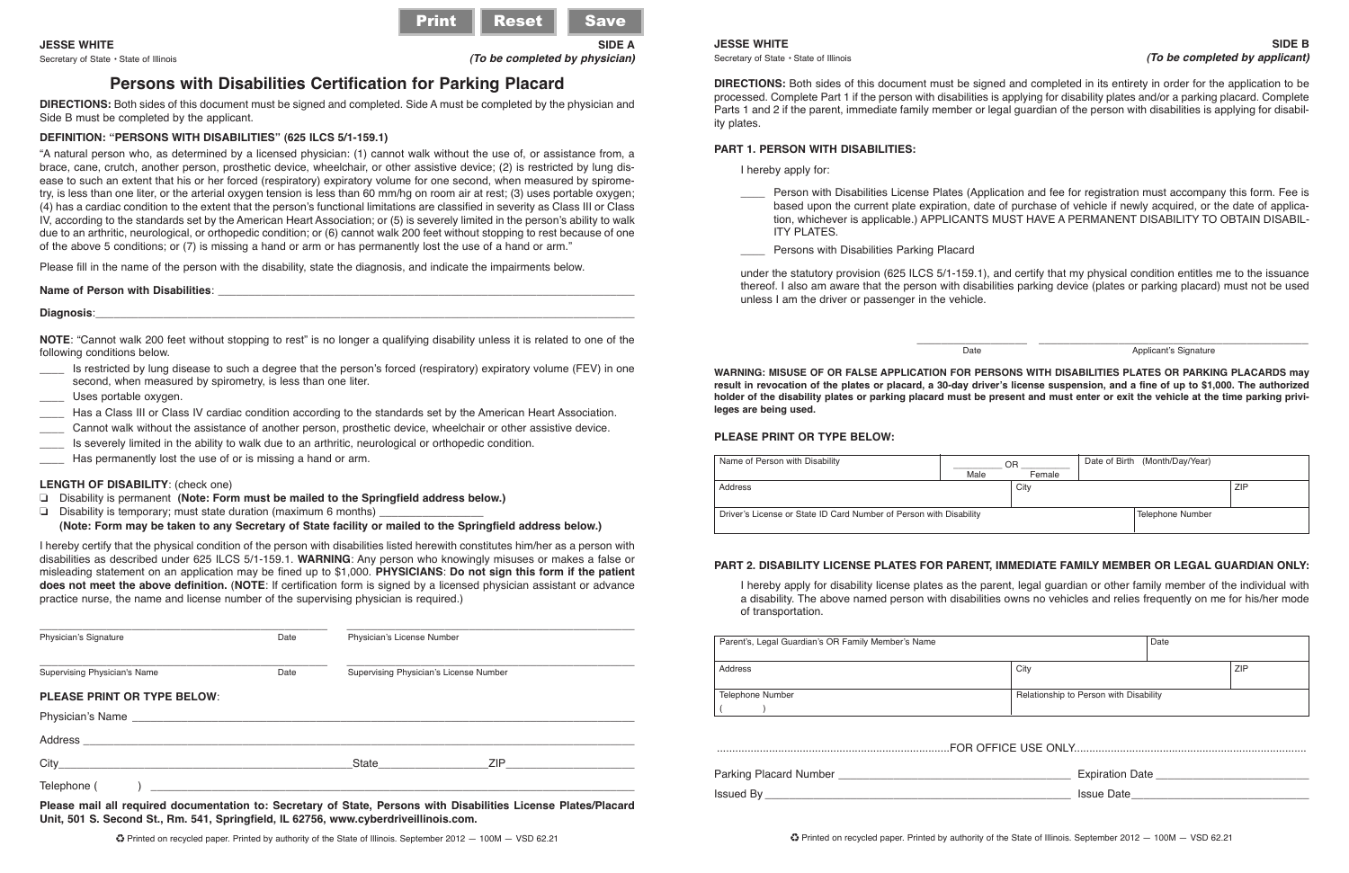**JESSE WHITE**
Secretary of State • State of Illinois

**SIDE A**
***(To be completed by physician)***

# Persons with Disabilities Certification for Parking Placard

**DIRECTIONS:** Both sides of this document must be signed and completed. Side A must be completed by the physician and Side B must be completed by the applicant.

**DEFINITION: "PERSONS WITH DISABILITIES" (625 ILCS 5/1-159.1)**

"A natural person who, as determined by a licensed physician: (1) cannot walk without the use of, or assistance from, a brace, cane, crutch, another person, prosthetic device, wheelchair, or other assistive device; (2) is restricted by lung disease to such an extent that his or her forced (respiratory) expiratory volume for one second, when measured by spirometry, is less than one liter, or the arterial oxygen tension is less than 60 mm/hg on room air at rest; (3) uses portable oxygen; (4) has a cardiac condition to the extent that the person's functional limitations are classified in severity as Class III or Class IV, according to the standards set by the American Heart Association; or (5) is severely limited in the person's ability to walk due to an arthritic, neurological, or orthopedic condition; or (6) cannot walk 200 feet without stopping to rest because of one of the above 5 conditions; or (7) is missing a hand or arm or has permanently lost the use of a hand or arm."

Please fill in the name of the person with the disability, state the diagnosis, and indicate the impairments below.

**Name of Person with Disabilities**: ______________________________

**Diagnosis**: ______________________________

**NOTE**: "Cannot walk 200 feet without stopping to rest" is no longer a qualifying disability unless it is related to one of the following conditions below.

- ____ Is restricted by lung disease to such a degree that the person's forced (respiratory) expiratory volume (FEV) in one second, when measured by spirometry, is less than one liter.
- ____ Uses portable oxygen.
- ____ Has a Class III or Class IV cardiac condition according to the standards set by the American Heart Association.
- ____ Cannot walk without the assistance of another person, prosthetic device, wheelchair or other assistive device.
- ____ Is severely limited in the ability to walk due to an arthritic, neurological or orthopedic condition.
- ____ Has permanently lost the use of or is missing a hand or arm.

**LENGTH OF DISABILITY**: (check one)

- ❑ Disability is permanent **(Note: Form must be mailed to the Springfield address below.)**
- ❑ Disability is temporary; must state duration (maximum 6 months) ________________
  **(Note: Form may be taken to any Secretary of State facility or mailed to the Springfield address below.)**

I hereby certify that the physical condition of the person with disabilities listed herewith constitutes him/her as a person with disabilities as described under 625 ILCS 5/1-159.1. **WARNING**: Any person who knowingly misuses or makes a false or misleading statement on an application may be fined up to $1,000. **PHYSICIANS**: **Do not sign this form if the patient does not meet the above definition.** (**NOTE**: If certification form is signed by a licensed physician assistant or advance practice nurse, the name and license number of the supervising physician is required.)

______________________________ ________ ______________________________
Physician's Signature Date Physician's License Number

______________________________ ________ ______________________________
Supervising Physician's Name Date Supervising Physician's License Number

**PLEASE PRINT OR TYPE BELOW**:

Physician's Name ______________________________

Address ______________________________

City ______________________________ State ______________ ZIP ______________

Telephone ( ) ______________________________

**Please mail all required documentation to: Secretary of State, Persons with Disabilities License Plates/Placard Unit, 501 S. Second St., Rm. 541, Springfield, IL 62756, www.cyberdriveillinois.com.**

♻ Printed on recycled paper. Printed by authority of the State of Illinois. September 2012 — 100M — VSD 62.21

---

**JESSE WHITE**
Secretary of State • State of Illinois

**SIDE B**
***(To be completed by applicant)***

**DIRECTIONS:** Both sides of this document must be signed and completed in its entirety in order for the application to be processed. Complete Part 1 if the person with disabilities is applying for disability plates and/or a parking placard. Complete Parts 1 and 2 if the parent, immediate family member or legal guardian of the person with disabilities is applying for disability plates.

**PART 1. PERSON WITH DISABILITIES:**

I hereby apply for:

- ____ Person with Disabilities License Plates (Application and fee for registration must accompany this form. Fee is based upon the current plate expiration, date of purchase of vehicle if newly acquired, or the date of application, whichever is applicable.) APPLICANTS MUST HAVE A PERMANENT DISABILITY TO OBTAIN DISABILITY PLATES.
- ____ Persons with Disabilities Parking Placard

under the statutory provision (625 ILCS 5/1-159.1), and certify that my physical condition entitles me to the issuance thereof. I also am aware that the person with disabilities parking device (plates or parking placard) must not be used unless I am the driver or passenger in the vehicle.

________________ ______________________________
Date Applicant's Signature

**WARNING: MISUSE OF OR FALSE APPLICATION FOR PERSONS WITH DISABILITIES PLATES OR PARKING PLACARDS may result in revocation of the plates or placard, a 30-day driver's license suspension, and a fine of up to $1,000. The authorized holder of the disability plates or parking placard must be present and must enter or exit the vehicle at the time parking privileges are being used.**

**PLEASE PRINT OR TYPE BELOW:**

| Name of Person with Disability | ______ OR ______ (Male / Female) | | Date of Birth (Month/Day/Year) | |
|---|---|---|---|---|
| Address | | City | | ZIP |
| Driver's License or State ID Card Number of Person with Disability | | | Telephone Number | |

**PART 2. DISABILITY LICENSE PLATES FOR PARENT, IMMEDIATE FAMILY MEMBER OR LEGAL GUARDIAN ONLY:**

I hereby apply for disability license plates as the parent, legal guardian or other family member of the individual with a disability. The above named person with disabilities owns no vehicles and relies frequently on me for his/her mode of transportation.

| Parent's, Legal Guardian's OR Family Member's Name | | Date |
|---|---|---|
| Address | City | ZIP |
| Telephone Number ( ) | Relationship to Person with Disability | |

..........FOR OFFICE USE ONLY..........

Parking Placard Number ______________________ Expiration Date ______________________

Issued By ______________________ Issue Date ______________________

♻ Printed on recycled paper. Printed by authority of the State of Illinois. September 2012 — 100M — VSD 62.21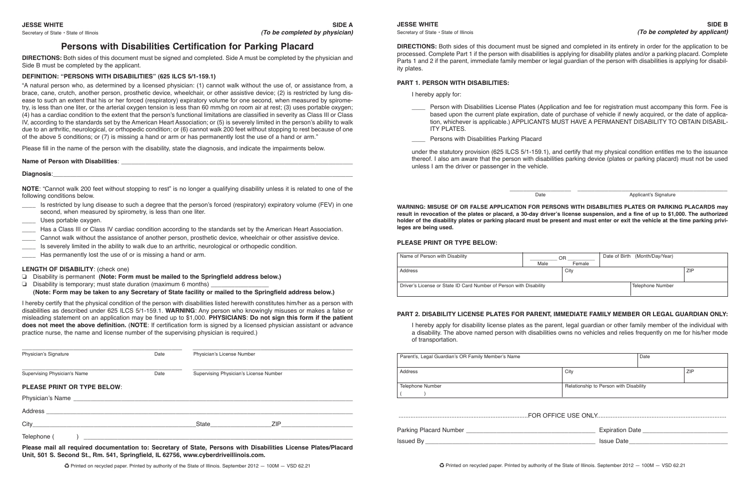**JESSE WHITE**
Secretary of State • State of Illinois

**SIDE A**
***(To be completed by physician)***

# Persons with Disabilities Certification for Parking Placard

**DIRECTIONS:** Both sides of this document must be signed and completed. Side A must be completed by the physician and Side B must be completed by the applicant.

### DEFINITION: "PERSONS WITH DISABILITIES" (625 ILCS 5/1-159.1)

"A natural person who, as determined by a licensed physician: (1) cannot walk without the use of, or assistance from, a brace, cane, crutch, another person, prosthetic device, wheelchair, or other assistive device; (2) is restricted by lung disease to such an extent that his or her forced (respiratory) expiratory volume for one second, when measured by spirometry, is less than one liter, or the arterial oxygen tension is less than 60 mm/hg on room air at rest; (3) uses portable oxygen; (4) has a cardiac condition to the extent that the person's functional limitations are classified in severity as Class III or Class IV, according to the standards set by the American Heart Association; or (5) is severely limited in the person's ability to walk due to an arthritic, neurological, or orthopedic condition; or (6) cannot walk 200 feet without stopping to rest because of one of the above 5 conditions; or (7) is missing a hand or arm or has permanently lost the use of a hand or arm."

Please fill in the name of the person with the disability, state the diagnosis, and indicate the impairments below.

**Name of Person with Disabilities**: ______________________________

**Diagnosis**: ______________________________

**NOTE**: "Cannot walk 200 feet without stopping to rest" is no longer a qualifying disability unless it is related to one of the following conditions below.

____ Is restricted by lung disease to such a degree that the person's forced (respiratory) expiratory volume (FEV) in one second, when measured by spirometry, is less than one liter.
____ Uses portable oxygen.
____ Has a Class III or Class IV cardiac condition according to the standards set by the American Heart Association.
____ Cannot walk without the assistance of another person, prosthetic device, wheelchair or other assistive device.
____ Is severely limited in the ability to walk due to an arthritic, neurological or orthopedic condition.
____ Has permanently lost the use of or is missing a hand or arm.

**LENGTH OF DISABILITY**: (check one)

❑ Disability is permanent **(Note: Form must be mailed to the Springfield address below.)**
❑ Disability is temporary; must state duration (maximum 6 months) ________________
**(Note: Form may be taken to any Secretary of State facility or mailed to the Springfield address below.)**

I hereby certify that the physical condition of the person with disabilities listed herewith constitutes him/her as a person with disabilities as described under 625 ILCS 5/1-159.1. **WARNING**: Any person who knowingly misuses or makes a false or misleading statement on an application may be fined up to $1,000. **PHYSICIANS**: **Do not sign this form if the patient does not meet the above definition.** (**NOTE**: If certification form is signed by a licensed physician assistant or advance practice nurse, the name and license number of the supervising physician is required.)

______________________________ ________ ______________________________
Physician's Signature Date Physician's License Number

______________________________ ________ ______________________________
Supervising Physician's Name Date Supervising Physician's License Number

### PLEASE PRINT OR TYPE BELOW:

Physician's Name ______________________________

Address ______________________________

City ______________________ State ____________ ZIP ______________

Telephone (        ) ______________________________

**Please mail all required documentation to: Secretary of State, Persons with Disabilities License Plates/Placard Unit, 501 S. Second St., Rm. 541, Springfield, IL 62756, www.cyberdriveillinois.com.**

♲ Printed on recycled paper. Printed by authority of the State of Illinois. September 2012 — 100M — VSD 62.21

---

**JESSE WHITE**
Secretary of State • State of Illinois

**SIDE B**
***(To be completed by applicant)***

**DIRECTIONS:** Both sides of this document must be signed and completed in its entirety in order for the application to be processed. Complete Part 1 if the person with disabilities is applying for disability plates and/or a parking placard. Complete Parts 1 and 2 if the parent, immediate family member or legal guardian of the person with disabilities is applying for disability plates.

### PART 1. PERSON WITH DISABILITIES:

I hereby apply for:

____ Person with Disabilities License Plates (Application and fee for registration must accompany this form. Fee is based upon the current plate expiration, date of purchase of vehicle if newly acquired, or the date of application, whichever is applicable.) APPLICANTS MUST HAVE A PERMANENT DISABILITY TO OBTAIN DISABILITY PLATES.

____ Persons with Disabilities Parking Placard

under the statutory provision (625 ILCS 5/1-159.1), and certify that my physical condition entitles me to the issuance thereof. I also am aware that the person with disabilities parking device (plates or parking placard) must not be used unless I am the driver or passenger in the vehicle.

______________ ______________________________
Date Applicant's Signature

**WARNING: MISUSE OF OR FALSE APPLICATION FOR PERSONS WITH DISABILITIES PLATES OR PARKING PLACARDS may result in revocation of the plates or placard, a 30-day driver's license suspension, and a fine of up to $1,000. The authorized holder of the disability plates or parking placard must be present and must enter or exit the vehicle at the time parking privileges are being used.**

### PLEASE PRINT OR TYPE BELOW:

| | | | |
|---|---|---|---|
| Name of Person with Disability | ________ OR ________<br>Male Female | Date of Birth (Month/Day/Year) | |
| Address | City | | ZIP |
| Driver's License or State ID Card Number of Person with Disability | | Telephone Number | |

### PART 2. DISABILITY LICENSE PLATES FOR PARENT, IMMEDIATE FAMILY MEMBER OR LEGAL GUARDIAN ONLY:

I hereby apply for disability license plates as the parent, legal guardian or other family member of the individual with a disability. The above named person with disabilities owns no vehicles and relies frequently on me for his/her mode of transportation.

| | | |
|---|---|---|
| Parent's, Legal Guardian's OR Family Member's Name | Date | |
| Address | City | ZIP |
| Telephone Number<br>(        ) | Relationship to Person with Disability | |

........................................FOR OFFICE USE ONLY........................................

Parking Placard Number ______________________ Expiration Date ______________________

Issued By ______________________ Issue Date ______________________

♲ Printed on recycled paper. Printed by authority of the State of Illinois. September 2012 — 100M — VSD 62.21